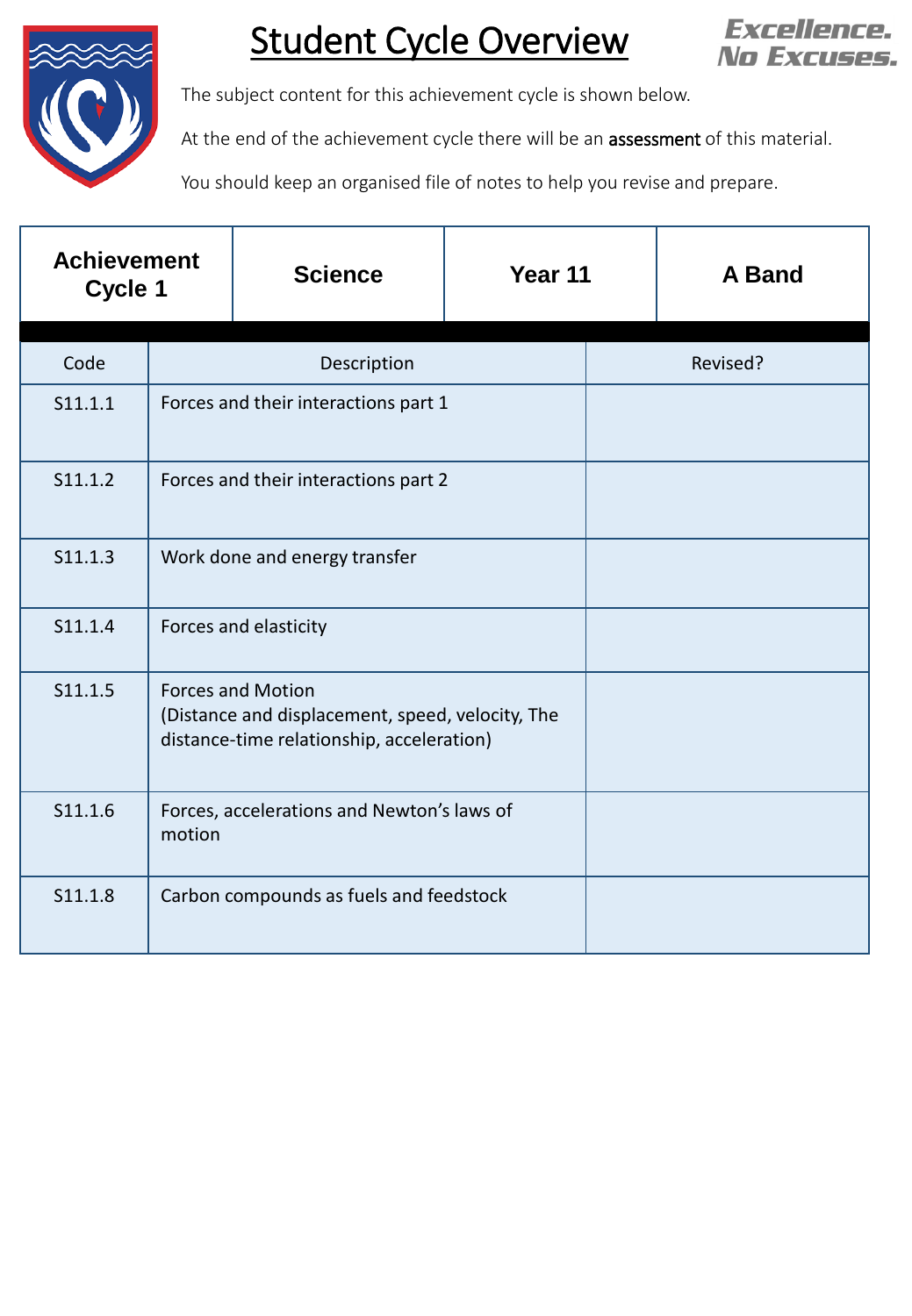# Student Cycle Overview

**Excellence. No Excuses.**

The subject content for this achievement cycle is shown below.

At the end of the achievement cycle there will be an assessment of this material.

You should keep an organised file of notes to help you revise and prepare.

| **Achievement Cycle 1** | **Science** | **Year 11** | **A Band** |
|---|---|---|---|

| Code | Description | Revised? |
|---|---|---|
| S11.1.1 | Forces and their interactions part 1 | |
| S11.1.2 | Forces and their interactions part 2 | |
| S11.1.3 | Work done and energy transfer | |
| S11.1.4 | Forces and elasticity | |
| S11.1.5 | Forces and Motion (Distance and displacement, speed, velocity, The distance-time relationship, acceleration) | |
| S11.1.6 | Forces, accelerations and Newton's laws of motion | |
| S11.1.8 | Carbon compounds as fuels and feedstock | |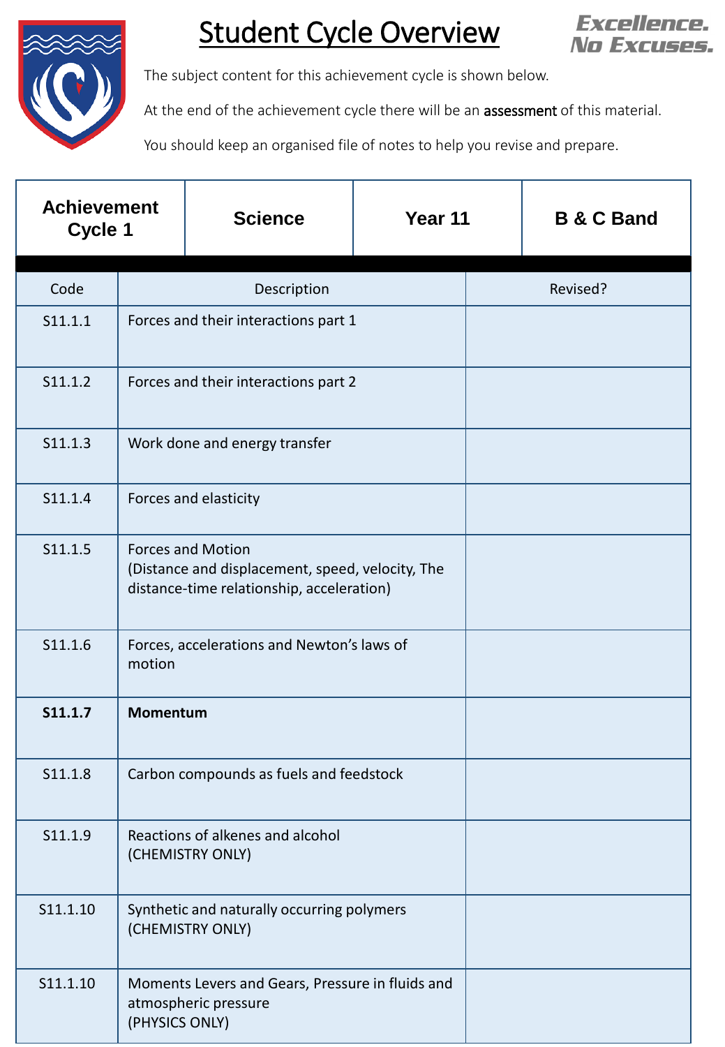# Student Cycle Overview

Excellence. No Excuses.

The subject content for this achievement cycle is shown below.

At the end of the achievement cycle there will be an assessment of this material.

You should keep an organised file of notes to help you revise and prepare.

| Achievement Cycle 1 | Science | Year 11 | B & C Band |
|---|---|---|---|

| Code | Description | Revised? |
|---|---|---|
| S11.1.1 | Forces and their interactions part 1 | |
| S11.1.2 | Forces and their interactions part 2 | |
| S11.1.3 | Work done and energy transfer | |
| S11.1.4 | Forces and elasticity | |
| S11.1.5 | Forces and Motion<br>(Distance and displacement, speed, velocity, The distance-time relationship, acceleration) | |
| S11.1.6 | Forces, accelerations and Newton's laws of motion | |
| **S11.1.7** | **Momentum** | |
| S11.1.8 | Carbon compounds as fuels and feedstock | |
| S11.1.9 | Reactions of alkenes and alcohol<br>(CHEMISTRY ONLY) | |
| S11.1.10 | Synthetic and naturally occurring polymers<br>(CHEMISTRY ONLY) | |
| S11.1.10 | Moments Levers and Gears, Pressure in fluids and atmospheric pressure<br>(PHYSICS ONLY) | |